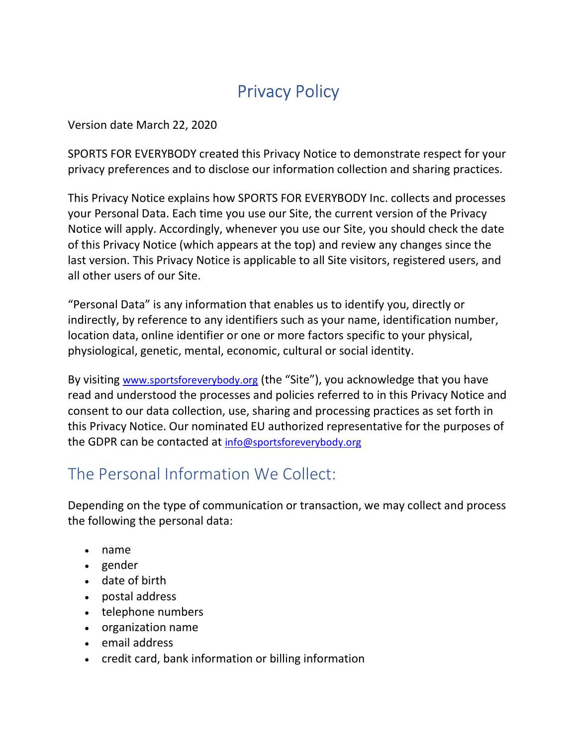# Privacy Policy

Version date March 22, 2020

SPORTS FOR EVERYBODY created this Privacy Notice to demonstrate respect for your privacy preferences and to disclose our information collection and sharing practices.

This Privacy Notice explains how SPORTS FOR EVERYBODY Inc. collects and processes your Personal Data. Each time you use our Site, the current version of the Privacy Notice will apply. Accordingly, whenever you use our Site, you should check the date of this Privacy Notice (which appears at the top) and review any changes since the last version. This Privacy Notice is applicable to all Site visitors, registered users, and all other users of our Site.

"Personal Data" is any information that enables us to identify you, directly or indirectly, by reference to any identifiers such as your name, identification number, location data, online identifier or one or more factors specific to your physical, physiological, genetic, mental, economic, cultural or social identity.

By visiting www.sportsforeverybody.org (the "Site"), you acknowledge that you have read and understood the processes and policies referred to in this Privacy Notice and consent to our data collection, use, sharing and processing practices as set forth in this Privacy Notice. Our nominated EU authorized representative for the purposes of the GDPR can be contacted at info@sportsforeverybody.org

## The Personal Information We Collect:

Depending on the type of communication or transaction, we may collect and process the following the personal data:

- name
- gender
- date of birth
- postal address
- telephone numbers
- organization name
- email address
- credit card, bank information or billing information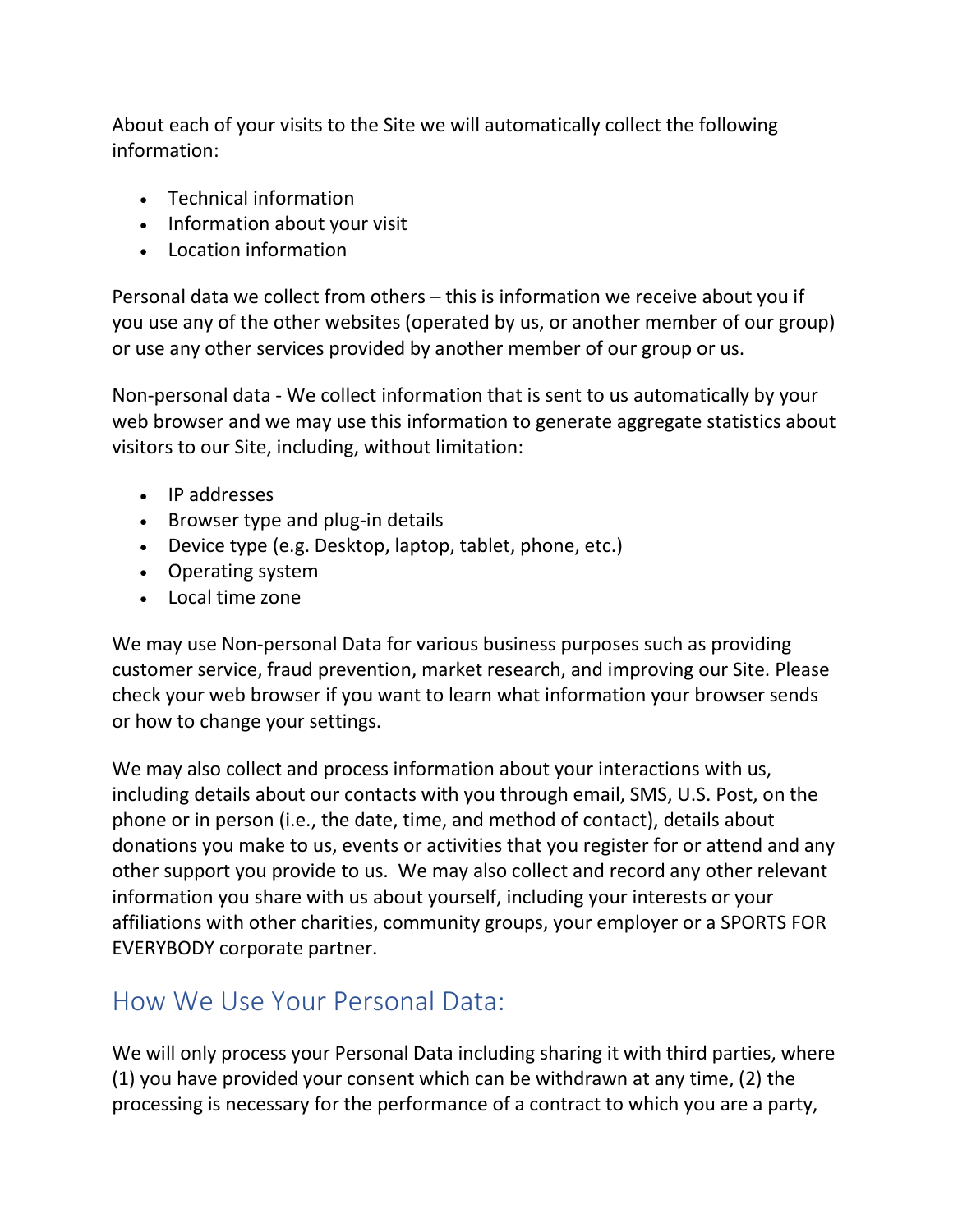About each of your visits to the Site we will automatically collect the following information:

- Technical information
- Information about your visit
- Location information

Personal data we collect from others – this is information we receive about you if you use any of the other websites (operated by us, or another member of our group) or use any other services provided by another member of our group or us.

Non-personal data - We collect information that is sent to us automatically by your web browser and we may use this information to generate aggregate statistics about visitors to our Site, including, without limitation:

- IP addresses
- Browser type and plug-in details
- Device type (e.g. Desktop, laptop, tablet, phone, etc.)
- Operating system
- Local time zone

We may use Non-personal Data for various business purposes such as providing customer service, fraud prevention, market research, and improving our Site. Please check your web browser if you want to learn what information your browser sends or how to change your settings.

We may also collect and process information about your interactions with us, including details about our contacts with you through email, SMS, U.S. Post, on the phone or in person (i.e., the date, time, and method of contact), details about donations you make to us, events or activities that you register for or attend and any other support you provide to us. We may also collect and record any other relevant information you share with us about yourself, including your interests or your affiliations with other charities, community groups, your employer or a SPORTS FOR EVERYBODY corporate partner.

## How We Use Your Personal Data:

We will only process your Personal Data including sharing it with third parties, where (1) you have provided your consent which can be withdrawn at any time, (2) the processing is necessary for the performance of a contract to which you are a party,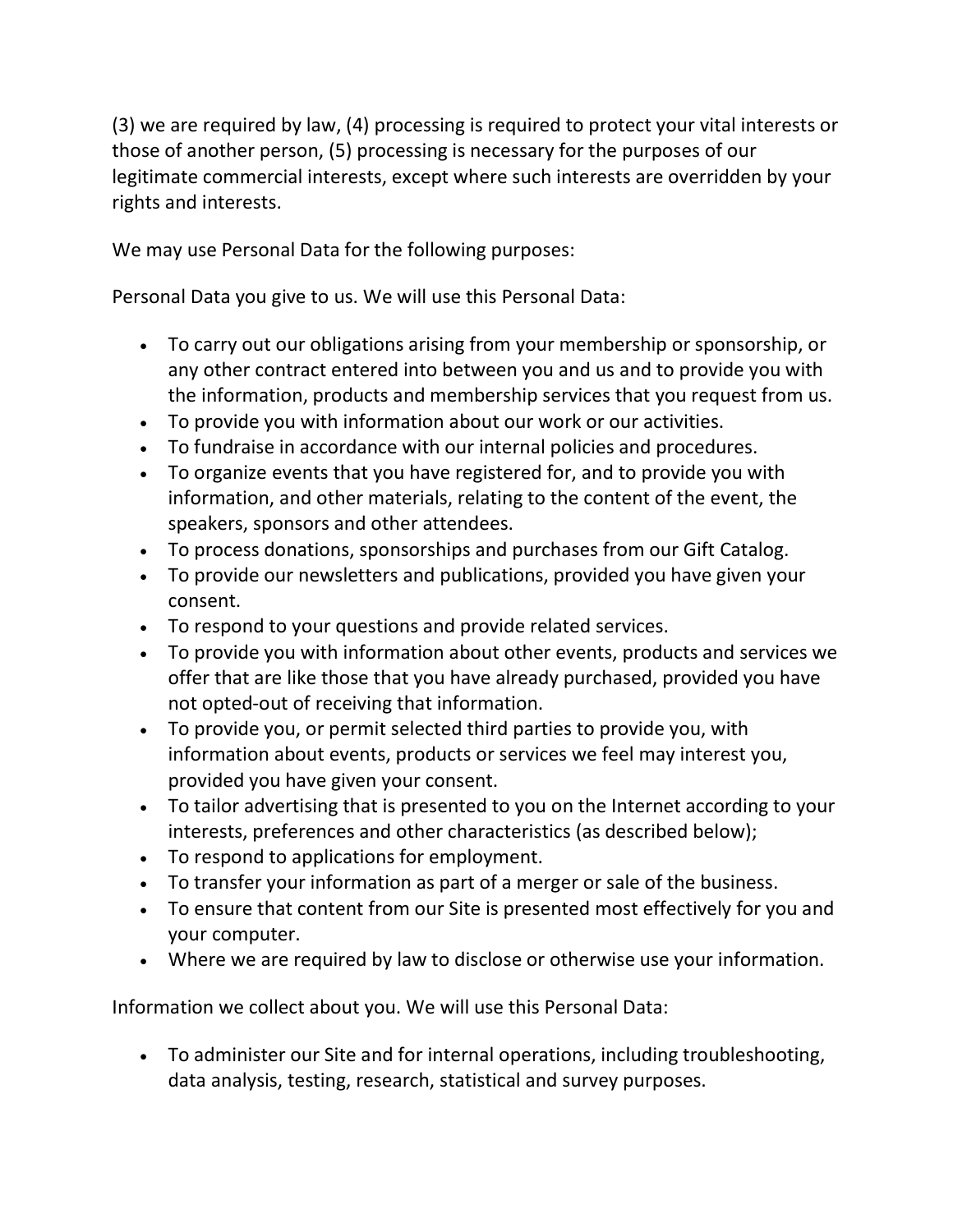(3) we are required by law, (4) processing is required to protect your vital interests or those of another person, (5) processing is necessary for the purposes of our legitimate commercial interests, except where such interests are overridden by your rights and interests.

We may use Personal Data for the following purposes:

Personal Data you give to us. We will use this Personal Data:

- To carry out our obligations arising from your membership or sponsorship, or any other contract entered into between you and us and to provide you with the information, products and membership services that you request from us.
- To provide you with information about our work or our activities.
- To fundraise in accordance with our internal policies and procedures.
- To organize events that you have registered for, and to provide you with information, and other materials, relating to the content of the event, the speakers, sponsors and other attendees.
- To process donations, sponsorships and purchases from our Gift Catalog.
- To provide our newsletters and publications, provided you have given your consent.
- To respond to your questions and provide related services.
- To provide you with information about other events, products and services we offer that are like those that you have already purchased, provided you have not opted-out of receiving that information.
- To provide you, or permit selected third parties to provide you, with information about events, products or services we feel may interest you, provided you have given your consent.
- To tailor advertising that is presented to you on the Internet according to your interests, preferences and other characteristics (as described below);
- To respond to applications for employment.
- To transfer your information as part of a merger or sale of the business.
- To ensure that content from our Site is presented most effectively for you and your computer.
- Where we are required by law to disclose or otherwise use your information.

Information we collect about you. We will use this Personal Data:

- To administer our Site and for internal operations, including troubleshooting, data analysis, testing, research, statistical and survey purposes.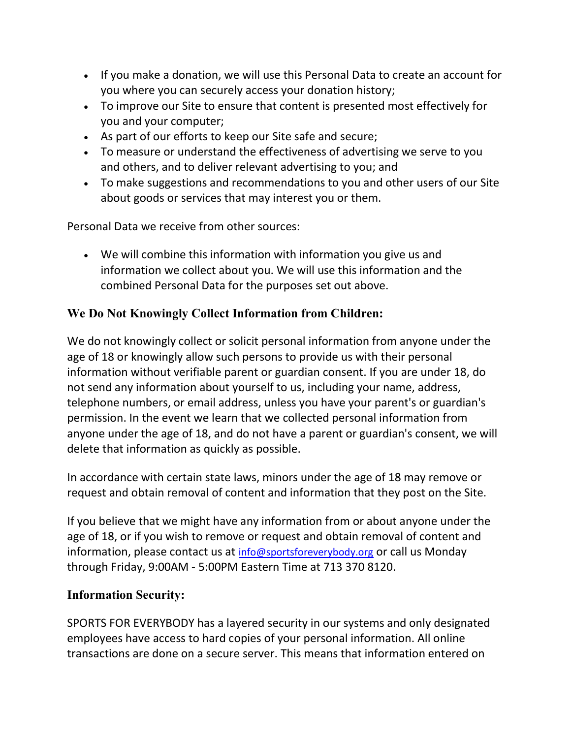- If you make a donation, we will use this Personal Data to create an account for you where you can securely access your donation history;
- To improve our Site to ensure that content is presented most effectively for you and your computer;
- As part of our efforts to keep our Site safe and secure;
- To measure or understand the effectiveness of advertising we serve to you and others, and to deliver relevant advertising to you; and
- To make suggestions and recommendations to you and other users of our Site about goods or services that may interest you or them.

Personal Data we receive from other sources:

- We will combine this information with information you give us and information we collect about you. We will use this information and the combined Personal Data for the purposes set out above.

## We Do Not Knowingly Collect Information from Children:

We do not knowingly collect or solicit personal information from anyone under the age of 18 or knowingly allow such persons to provide us with their personal information without verifiable parent or guardian consent. If you are under 18, do not send any information about yourself to us, including your name, address, telephone numbers, or email address, unless you have your parent's or guardian's permission. In the event we learn that we collected personal information from anyone under the age of 18, and do not have a parent or guardian's consent, we will delete that information as quickly as possible.

In accordance with certain state laws, minors under the age of 18 may remove or request and obtain removal of content and information that they post on the Site.

If you believe that we might have any information from or about anyone under the age of 18, or if you wish to remove or request and obtain removal of content and information, please contact us at info@sportsforeverybody.org or call us Monday through Friday, 9:00AM - 5:00PM Eastern Time at 713 370 8120.

## Information Security:

SPORTS FOR EVERYBODY has a layered security in our systems and only designated employees have access to hard copies of your personal information. All online transactions are done on a secure server. This means that information entered on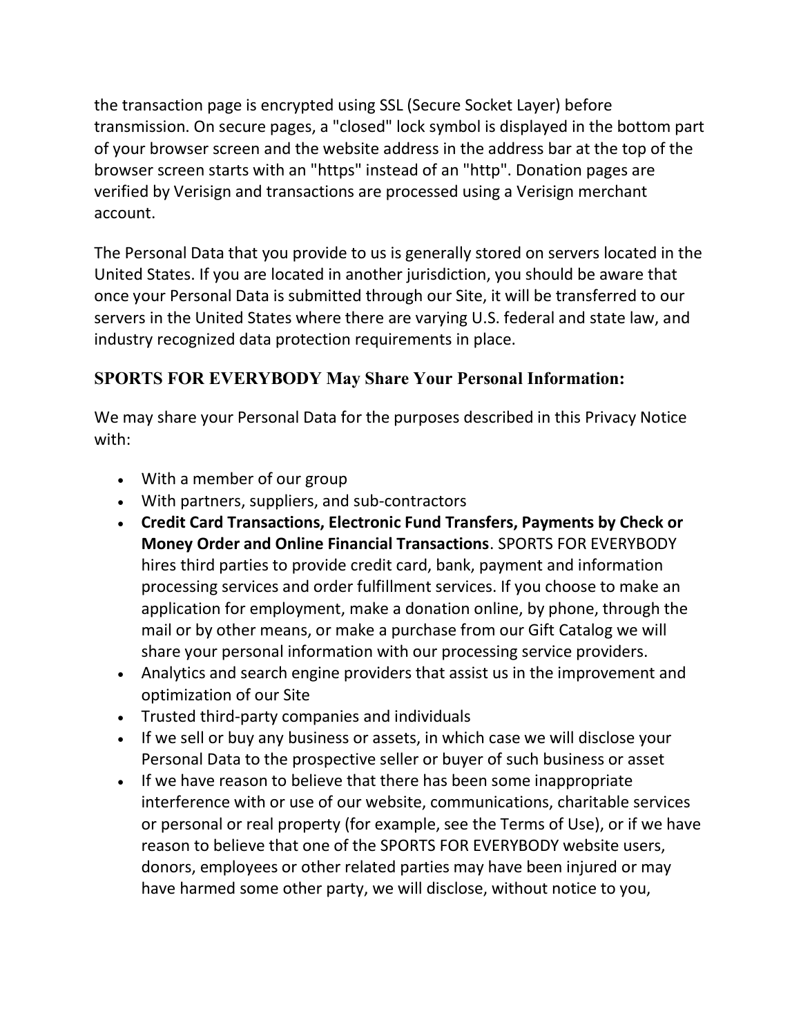the transaction page is encrypted using SSL (Secure Socket Layer) before transmission. On secure pages, a "closed" lock symbol is displayed in the bottom part of your browser screen and the website address in the address bar at the top of the browser screen starts with an "https" instead of an "http". Donation pages are verified by Verisign and transactions are processed using a Verisign merchant account.

The Personal Data that you provide to us is generally stored on servers located in the United States. If you are located in another jurisdiction, you should be aware that once your Personal Data is submitted through our Site, it will be transferred to our servers in the United States where there are varying U.S. federal and state law, and industry recognized data protection requirements in place.

### SPORTS FOR EVERYBODY May Share Your Personal Information:

We may share your Personal Data for the purposes described in this Privacy Notice with:

- With a member of our group
- With partners, suppliers, and sub-contractors
- **Credit Card Transactions, Electronic Fund Transfers, Payments by Check or Money Order and Online Financial Transactions**. SPORTS FOR EVERYBODY hires third parties to provide credit card, bank, payment and information processing services and order fulfillment services. If you choose to make an application for employment, make a donation online, by phone, through the mail or by other means, or make a purchase from our Gift Catalog we will share your personal information with our processing service providers.
- Analytics and search engine providers that assist us in the improvement and optimization of our Site
- Trusted third-party companies and individuals
- If we sell or buy any business or assets, in which case we will disclose your Personal Data to the prospective seller or buyer of such business or asset
- If we have reason to believe that there has been some inappropriate interference with or use of our website, communications, charitable services or personal or real property (for example, see the Terms of Use), or if we have reason to believe that one of the SPORTS FOR EVERYBODY website users, donors, employees or other related parties may have been injured or may have harmed some other party, we will disclose, without notice to you,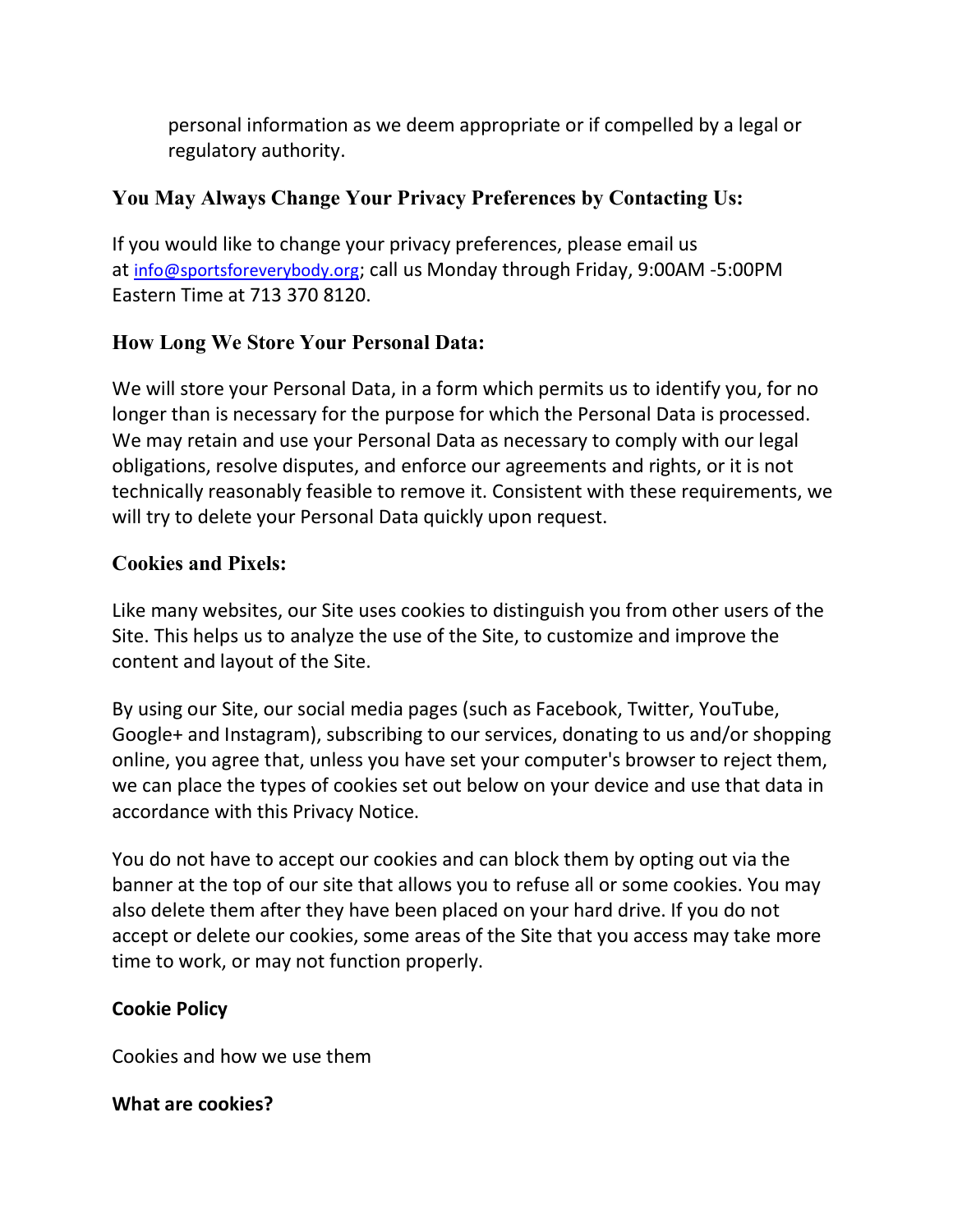personal information as we deem appropriate or if compelled by a legal or regulatory authority.

### You May Always Change Your Privacy Preferences by Contacting Us:

If you would like to change your privacy preferences, please email us at info@sportsforeverybody.org; call us Monday through Friday, 9:00AM -5:00PM Eastern Time at 713 370 8120.

### How Long We Store Your Personal Data:

We will store your Personal Data, in a form which permits us to identify you, for no longer than is necessary for the purpose for which the Personal Data is processed. We may retain and use your Personal Data as necessary to comply with our legal obligations, resolve disputes, and enforce our agreements and rights, or it is not technically reasonably feasible to remove it. Consistent with these requirements, we will try to delete your Personal Data quickly upon request.

### Cookies and Pixels:

Like many websites, our Site uses cookies to distinguish you from other users of the Site. This helps us to analyze the use of the Site, to customize and improve the content and layout of the Site.

By using our Site, our social media pages (such as Facebook, Twitter, YouTube, Google+ and Instagram), subscribing to our services, donating to us and/or shopping online, you agree that, unless you have set your computer's browser to reject them, we can place the types of cookies set out below on your device and use that data in accordance with this Privacy Notice.

You do not have to accept our cookies and can block them by opting out via the banner at the top of our site that allows you to refuse all or some cookies. You may also delete them after they have been placed on your hard drive. If you do not accept or delete our cookies, some areas of the Site that you access may take more time to work, or may not function properly.

**Cookie Policy**

Cookies and how we use them

**What are cookies?**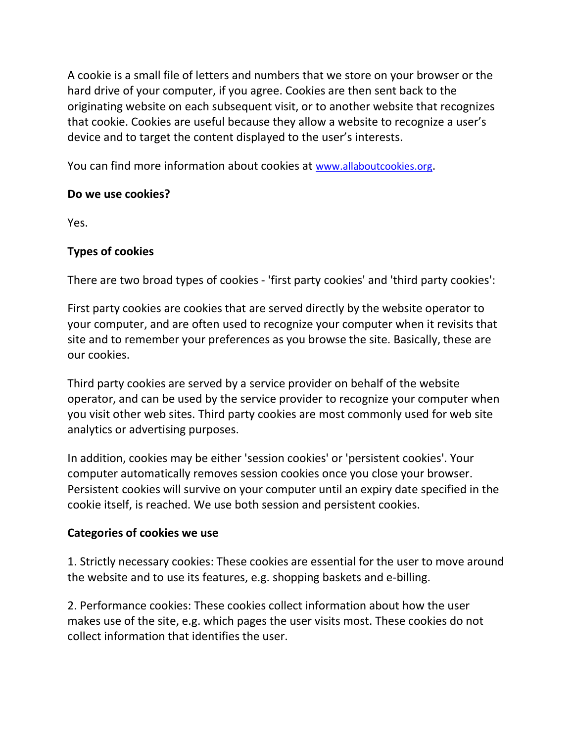A cookie is a small file of letters and numbers that we store on your browser or the hard drive of your computer, if you agree. Cookies are then sent back to the originating website on each subsequent visit, or to another website that recognizes that cookie. Cookies are useful because they allow a website to recognize a user's device and to target the content displayed to the user's interests.

You can find more information about cookies at www.allaboutcookies.org.

**Do we use cookies?**

Yes.

**Types of cookies**

There are two broad types of cookies - 'first party cookies' and 'third party cookies':

First party cookies are cookies that are served directly by the website operator to your computer, and are often used to recognize your computer when it revisits that site and to remember your preferences as you browse the site. Basically, these are our cookies.

Third party cookies are served by a service provider on behalf of the website operator, and can be used by the service provider to recognize your computer when you visit other web sites. Third party cookies are most commonly used for web site analytics or advertising purposes.

In addition, cookies may be either 'session cookies' or 'persistent cookies'. Your computer automatically removes session cookies once you close your browser. Persistent cookies will survive on your computer until an expiry date specified in the cookie itself, is reached. We use both session and persistent cookies.

**Categories of cookies we use**

1. Strictly necessary cookies: These cookies are essential for the user to move around the website and to use its features, e.g. shopping baskets and e-billing.

2. Performance cookies: These cookies collect information about how the user makes use of the site, e.g. which pages the user visits most. These cookies do not collect information that identifies the user.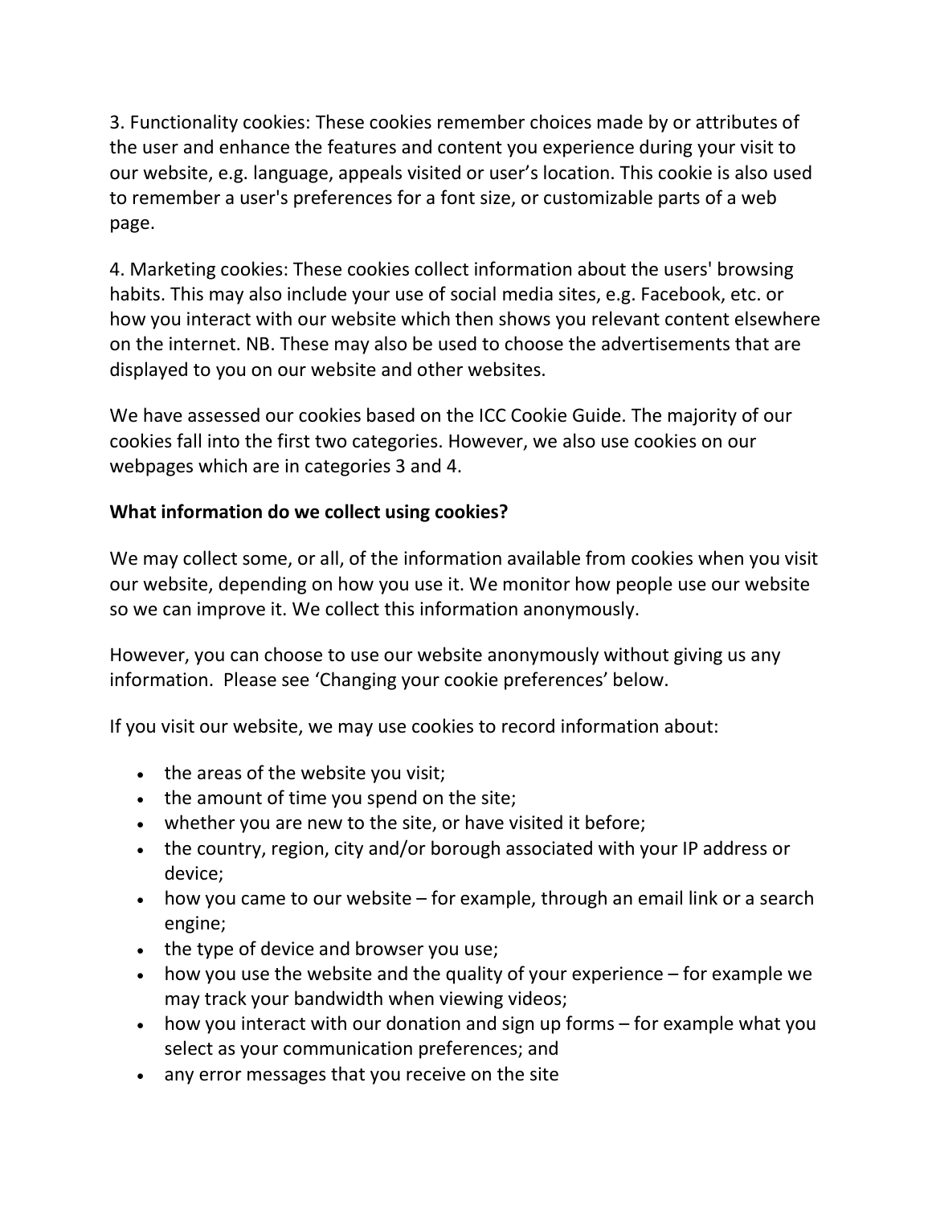3. Functionality cookies: These cookies remember choices made by or attributes of the user and enhance the features and content you experience during your visit to our website, e.g. language, appeals visited or user's location. This cookie is also used to remember a user's preferences for a font size, or customizable parts of a web page.

4. Marketing cookies: These cookies collect information about the users' browsing habits. This may also include your use of social media sites, e.g. Facebook, etc. or how you interact with our website which then shows you relevant content elsewhere on the internet. NB. These may also be used to choose the advertisements that are displayed to you on our website and other websites.

We have assessed our cookies based on the ICC Cookie Guide. The majority of our cookies fall into the first two categories. However, we also use cookies on our webpages which are in categories 3 and 4.

**What information do we collect using cookies?**

We may collect some, or all, of the information available from cookies when you visit our website, depending on how you use it. We monitor how people use our website so we can improve it. We collect this information anonymously.

However, you can choose to use our website anonymously without giving us any information. Please see 'Changing your cookie preferences' below.

If you visit our website, we may use cookies to record information about:

- the areas of the website you visit;
- the amount of time you spend on the site;
- whether you are new to the site, or have visited it before;
- the country, region, city and/or borough associated with your IP address or device;
- how you came to our website – for example, through an email link or a search engine;
- the type of device and browser you use;
- how you use the website and the quality of your experience – for example we may track your bandwidth when viewing videos;
- how you interact with our donation and sign up forms – for example what you select as your communication preferences; and
- any error messages that you receive on the site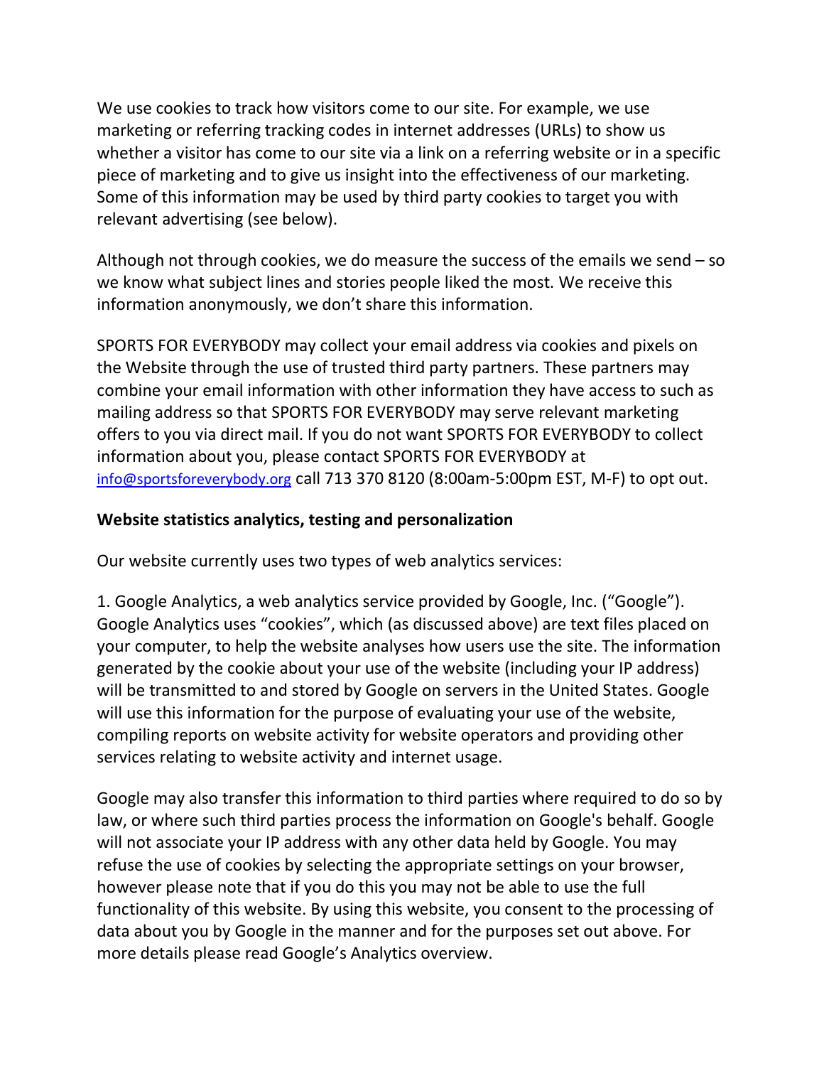We use cookies to track how visitors come to our site. For example, we use marketing or referring tracking codes in internet addresses (URLs) to show us whether a visitor has come to our site via a link on a referring website or in a specific piece of marketing and to give us insight into the effectiveness of our marketing. Some of this information may be used by third party cookies to target you with relevant advertising (see below).

Although not through cookies, we do measure the success of the emails we send – so we know what subject lines and stories people liked the most. We receive this information anonymously, we don't share this information.

SPORTS FOR EVERYBODY may collect your email address via cookies and pixels on the Website through the use of trusted third party partners. These partners may combine your email information with other information they have access to such as mailing address so that SPORTS FOR EVERYBODY may serve relevant marketing offers to you via direct mail. If you do not want SPORTS FOR EVERYBODY to collect information about you, please contact SPORTS FOR EVERYBODY at info@sportsforeverybody.org call 713 370 8120 (8:00am-5:00pm EST, M-F) to opt out.

**Website statistics analytics, testing and personalization**

Our website currently uses two types of web analytics services:

1. Google Analytics, a web analytics service provided by Google, Inc. ("Google"). Google Analytics uses "cookies", which (as discussed above) are text files placed on your computer, to help the website analyses how users use the site. The information generated by the cookie about your use of the website (including your IP address) will be transmitted to and stored by Google on servers in the United States. Google will use this information for the purpose of evaluating your use of the website, compiling reports on website activity for website operators and providing other services relating to website activity and internet usage.

Google may also transfer this information to third parties where required to do so by law, or where such third parties process the information on Google's behalf. Google will not associate your IP address with any other data held by Google. You may refuse the use of cookies by selecting the appropriate settings on your browser, however please note that if you do this you may not be able to use the full functionality of this website. By using this website, you consent to the processing of data about you by Google in the manner and for the purposes set out above. For more details please read Google's Analytics overview.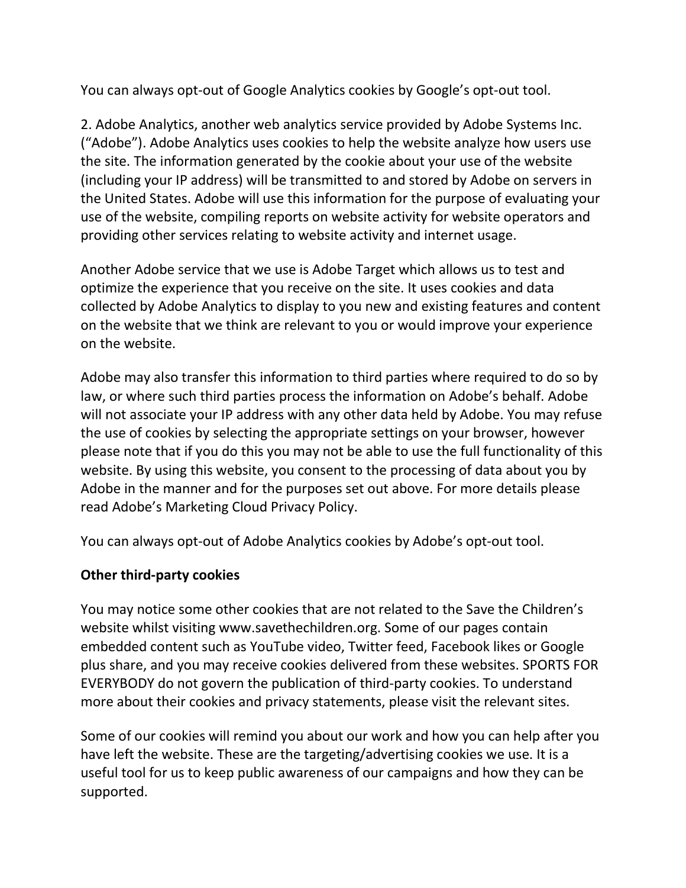You can always opt-out of Google Analytics cookies by Google's opt-out tool.

2. Adobe Analytics, another web analytics service provided by Adobe Systems Inc. ("Adobe"). Adobe Analytics uses cookies to help the website analyze how users use the site. The information generated by the cookie about your use of the website (including your IP address) will be transmitted to and stored by Adobe on servers in the United States. Adobe will use this information for the purpose of evaluating your use of the website, compiling reports on website activity for website operators and providing other services relating to website activity and internet usage.

Another Adobe service that we use is Adobe Target which allows us to test and optimize the experience that you receive on the site. It uses cookies and data collected by Adobe Analytics to display to you new and existing features and content on the website that we think are relevant to you or would improve your experience on the website.

Adobe may also transfer this information to third parties where required to do so by law, or where such third parties process the information on Adobe's behalf. Adobe will not associate your IP address with any other data held by Adobe. You may refuse the use of cookies by selecting the appropriate settings on your browser, however please note that if you do this you may not be able to use the full functionality of this website. By using this website, you consent to the processing of data about you by Adobe in the manner and for the purposes set out above. For more details please read Adobe's Marketing Cloud Privacy Policy.

You can always opt-out of Adobe Analytics cookies by Adobe's opt-out tool.

**Other third-party cookies**

You may notice some other cookies that are not related to the Save the Children's website whilst visiting www.savethechildren.org. Some of our pages contain embedded content such as YouTube video, Twitter feed, Facebook likes or Google plus share, and you may receive cookies delivered from these websites. SPORTS FOR EVERYBODY do not govern the publication of third-party cookies. To understand more about their cookies and privacy statements, please visit the relevant sites.

Some of our cookies will remind you about our work and how you can help after you have left the website. These are the targeting/advertising cookies we use. It is a useful tool for us to keep public awareness of our campaigns and how they can be supported.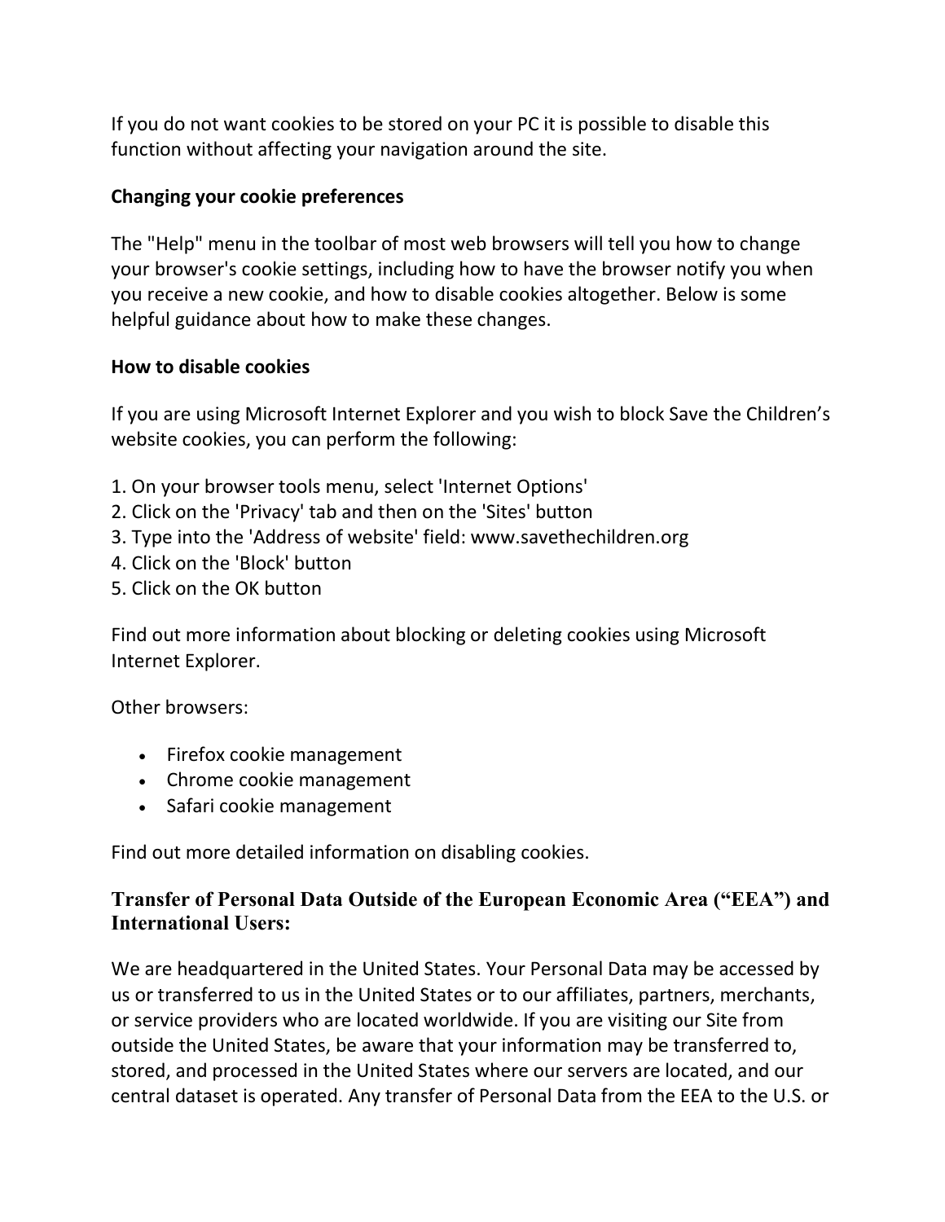If you do not want cookies to be stored on your PC it is possible to disable this function without affecting your navigation around the site.

**Changing your cookie preferences**

The "Help" menu in the toolbar of most web browsers will tell you how to change your browser's cookie settings, including how to have the browser notify you when you receive a new cookie, and how to disable cookies altogether. Below is some helpful guidance about how to make these changes.

**How to disable cookies**

If you are using Microsoft Internet Explorer and you wish to block Save the Children's website cookies, you can perform the following:

1. On your browser tools menu, select 'Internet Options'
2. Click on the 'Privacy' tab and then on the 'Sites' button
3. Type into the 'Address of website' field: www.savethechildren.org
4. Click on the 'Block' button
5. Click on the OK button

Find out more information about blocking or deleting cookies using Microsoft Internet Explorer.

Other browsers:

- Firefox cookie management
- Chrome cookie management
- Safari cookie management

Find out more detailed information on disabling cookies.

## Transfer of Personal Data Outside of the European Economic Area ("EEA") and International Users:

We are headquartered in the United States. Your Personal Data may be accessed by us or transferred to us in the United States or to our affiliates, partners, merchants, or service providers who are located worldwide. If you are visiting our Site from outside the United States, be aware that your information may be transferred to, stored, and processed in the United States where our servers are located, and our central dataset is operated. Any transfer of Personal Data from the EEA to the U.S. or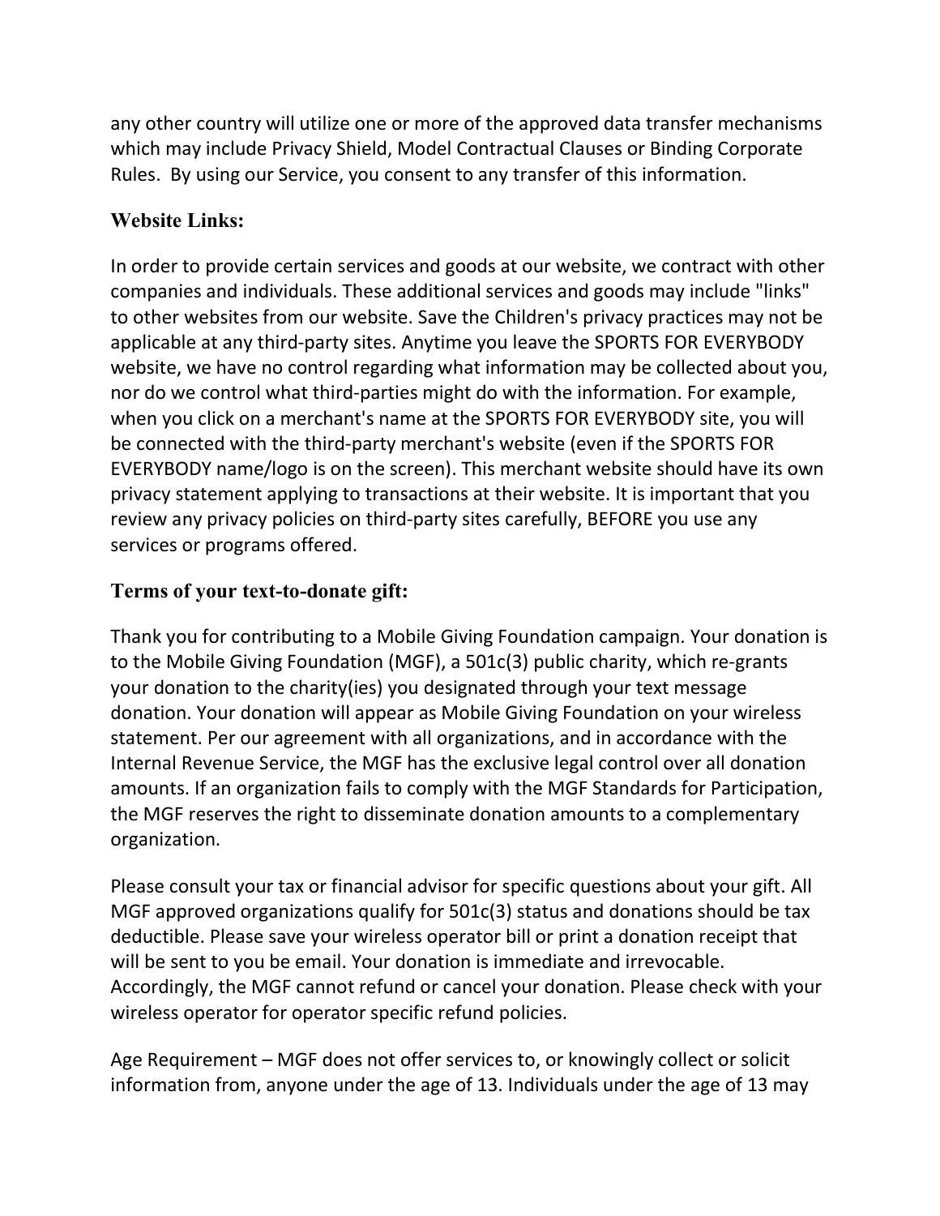any other country will utilize one or more of the approved data transfer mechanisms which may include Privacy Shield, Model Contractual Clauses or Binding Corporate Rules. By using our Service, you consent to any transfer of this information.

### Website Links:

In order to provide certain services and goods at our website, we contract with other companies and individuals. These additional services and goods may include "links" to other websites from our website. Save the Children's privacy practices may not be applicable at any third-party sites. Anytime you leave the SPORTS FOR EVERYBODY website, we have no control regarding what information may be collected about you, nor do we control what third-parties might do with the information. For example, when you click on a merchant's name at the SPORTS FOR EVERYBODY site, you will be connected with the third-party merchant's website (even if the SPORTS FOR EVERYBODY name/logo is on the screen). This merchant website should have its own privacy statement applying to transactions at their website. It is important that you review any privacy policies on third-party sites carefully, BEFORE you use any services or programs offered.

### Terms of your text-to-donate gift:

Thank you for contributing to a Mobile Giving Foundation campaign. Your donation is to the Mobile Giving Foundation (MGF), a 501c(3) public charity, which re-grants your donation to the charity(ies) you designated through your text message donation. Your donation will appear as Mobile Giving Foundation on your wireless statement. Per our agreement with all organizations, and in accordance with the Internal Revenue Service, the MGF has the exclusive legal control over all donation amounts. If an organization fails to comply with the MGF Standards for Participation, the MGF reserves the right to disseminate donation amounts to a complementary organization.

Please consult your tax or financial advisor for specific questions about your gift. All MGF approved organizations qualify for 501c(3) status and donations should be tax deductible. Please save your wireless operator bill or print a donation receipt that will be sent to you be email. Your donation is immediate and irrevocable. Accordingly, the MGF cannot refund or cancel your donation. Please check with your wireless operator for operator specific refund policies.

Age Requirement – MGF does not offer services to, or knowingly collect or solicit information from, anyone under the age of 13. Individuals under the age of 13 may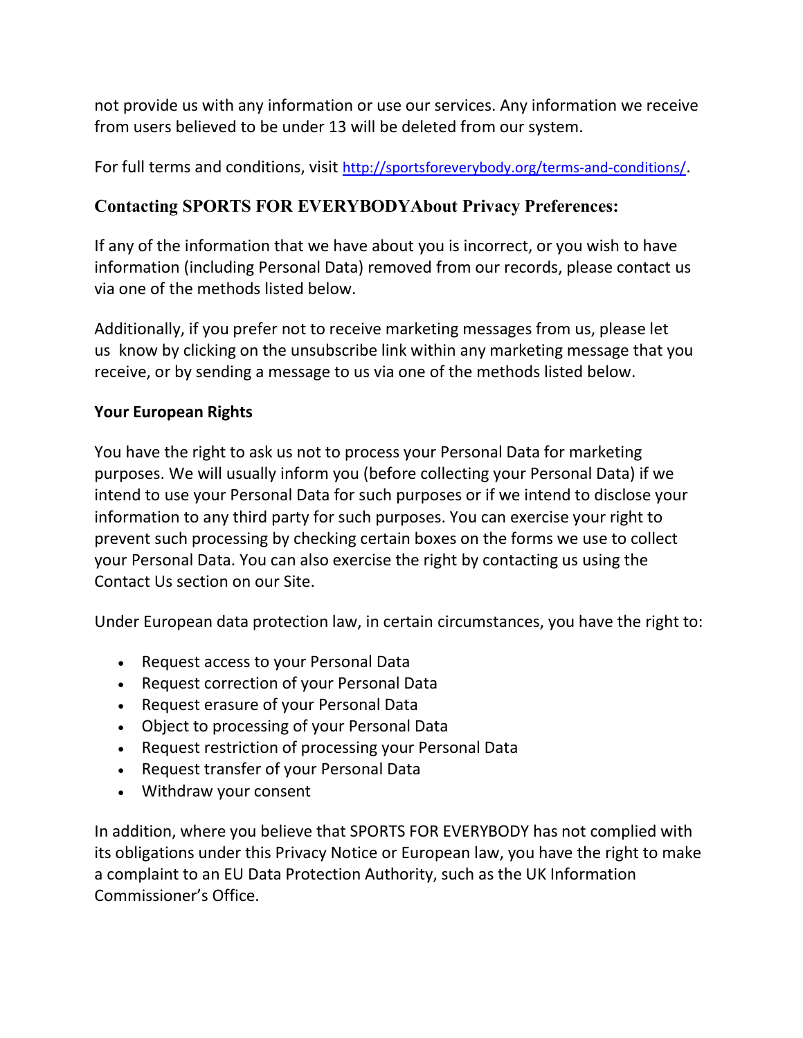not provide us with any information or use our services. Any information we receive from users believed to be under 13 will be deleted from our system.

For full terms and conditions, visit http://sportsforeverybody.org/terms-and-conditions/.

## Contacting SPORTS FOR EVERYBODYAbout Privacy Preferences:

If any of the information that we have about you is incorrect, or you wish to have information (including Personal Data) removed from our records, please contact us via one of the methods listed below.

Additionally, if you prefer not to receive marketing messages from us, please let us know by clicking on the unsubscribe link within any marketing message that you receive, or by sending a message to us via one of the methods listed below.

**Your European Rights**

You have the right to ask us not to process your Personal Data for marketing purposes. We will usually inform you (before collecting your Personal Data) if we intend to use your Personal Data for such purposes or if we intend to disclose your information to any third party for such purposes. You can exercise your right to prevent such processing by checking certain boxes on the forms we use to collect your Personal Data. You can also exercise the right by contacting us using the Contact Us section on our Site.

Under European data protection law, in certain circumstances, you have the right to:

- Request access to your Personal Data
- Request correction of your Personal Data
- Request erasure of your Personal Data
- Object to processing of your Personal Data
- Request restriction of processing your Personal Data
- Request transfer of your Personal Data
- Withdraw your consent

In addition, where you believe that SPORTS FOR EVERYBODY has not complied with its obligations under this Privacy Notice or European law, you have the right to make a complaint to an EU Data Protection Authority, such as the UK Information Commissioner's Office.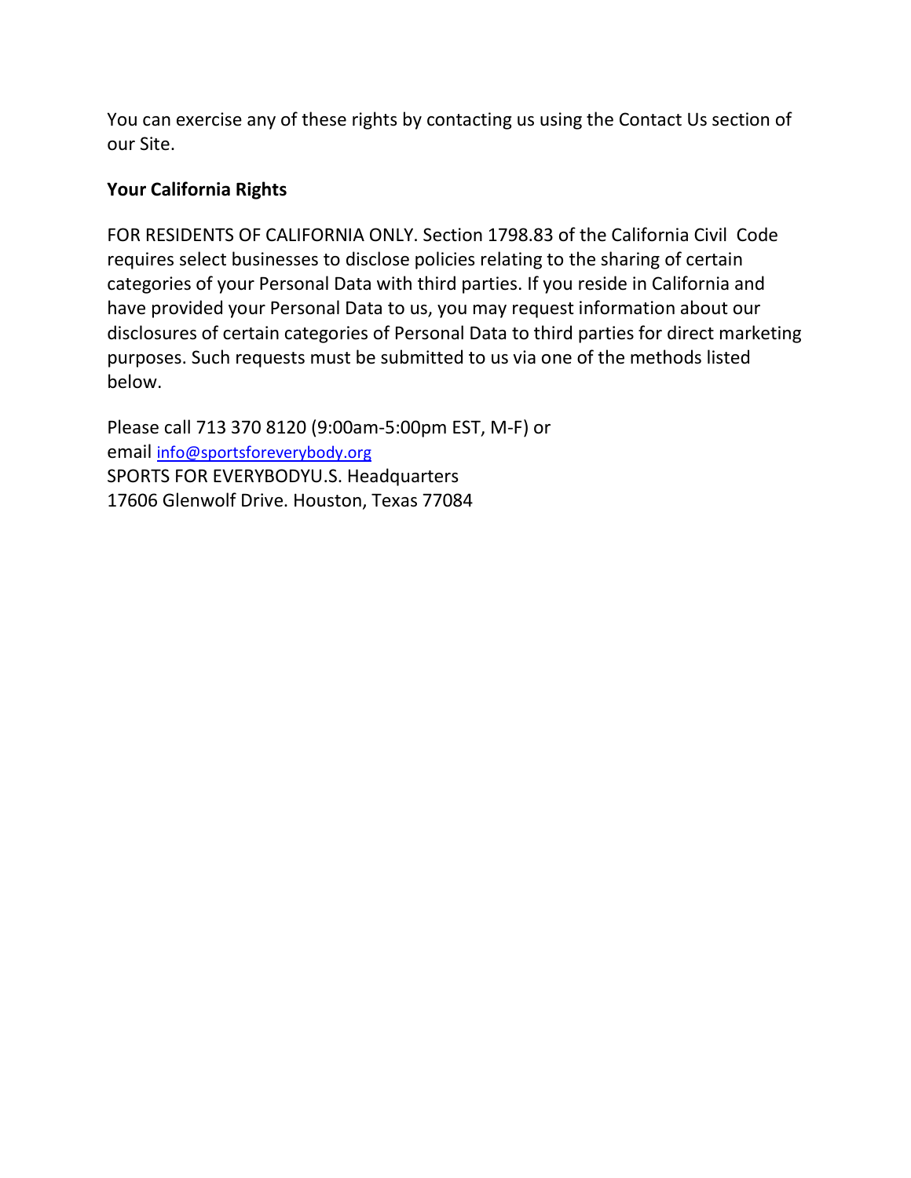You can exercise any of these rights by contacting us using the Contact Us section of our Site.

**Your California Rights**

FOR RESIDENTS OF CALIFORNIA ONLY. Section 1798.83 of the California Civil Code requires select businesses to disclose policies relating to the sharing of certain categories of your Personal Data with third parties. If you reside in California and have provided your Personal Data to us, you may request information about our disclosures of certain categories of Personal Data to third parties for direct marketing purposes. Such requests must be submitted to us via one of the methods listed below.

Please call 713 370 8120 (9:00am-5:00pm EST, M-F) or
email info@sportsforeverybody.org
SPORTS FOR EVERYBODYU.S. Headquarters
17606 Glenwolf Drive. Houston, Texas 77084